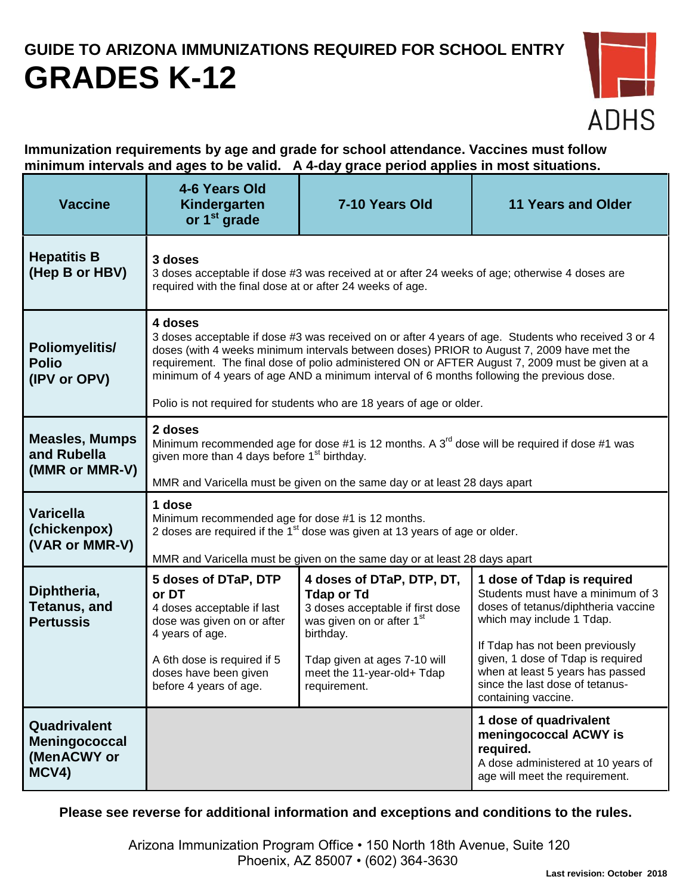# GUIDE TO ARIZONA IMMUNIZATIONS REQUIRED FOR SCHOOL ENTRY

# GRADES K-12

ADHS

**Immunization requirements by age and grade for school attendance. Vaccines must follow minimum intervals and ages to be valid. A 4-day grace period applies in most situations.**

| Vaccine | 4-6 Years Old Kindergarten or 1st grade | 7-10 Years Old | 11 Years and Older |
|---|---|---|---|
| **Hepatitis B (Hep B or HBV)** | **3 doses**<br>3 doses acceptable if dose #3 was received at or after 24 weeks of age; otherwise 4 doses are required with the final dose at or after 24 weeks of age. | | |
| **Poliomyelitis/ Polio (IPV or OPV)** | **4 doses**<br>3 doses acceptable if dose #3 was received on or after 4 years of age. Students who received 3 or 4 doses (with 4 weeks minimum intervals between doses) PRIOR to August 7, 2009 have met the requirement. The final dose of polio administered ON or AFTER August 7, 2009 must be given at a minimum of 4 years of age AND a minimum interval of 6 months following the previous dose.<br><br>Polio is not required for students who are 18 years of age or older. | | |
| **Measles, Mumps and Rubella (MMR or MMR-V)** | **2 doses**<br>Minimum recommended age for dose #1 is 12 months. A 3rd dose will be required if dose #1 was given more than 4 days before 1st birthday.<br><br>MMR and Varicella must be given on the same day or at least 28 days apart | | |
| **Varicella (chickenpox) (VAR or MMR-V)** | **1 dose**<br>Minimum recommended age for dose #1 is 12 months.<br>2 doses are required if the 1st dose was given at 13 years of age or older.<br><br>MMR and Varicella must be given on the same day or at least 28 days apart | | |
| **Diphtheria, Tetanus, and Pertussis** | **5 doses of DTaP, DTP or DT**<br>4 doses acceptable if last dose was given on or after 4 years of age.<br><br>A 6th dose is required if 5 doses have been given before 4 years of age. | **4 doses of DTaP, DTP, DT, Tdap or Td**<br>3 doses acceptable if first dose was given on or after 1st birthday.<br><br>Tdap given at ages 7-10 will meet the 11-year-old+ Tdap requirement. | **1 dose of Tdap is required**<br>Students must have a minimum of 3 doses of tetanus/diphtheria vaccine which may include 1 Tdap.<br><br>If Tdap has not been previously given, 1 dose of Tdap is required when at least 5 years has passed since the last dose of tetanus-containing vaccine. |
| **Quadrivalent Meningococcal (MenACWY or MCV4)** | | | **1 dose of quadrivalent meningococcal ACWY is required.**<br>A dose administered at 10 years of age will meet the requirement. |

**Please see reverse for additional information and exceptions and conditions to the rules.**

Arizona Immunization Program Office • 150 North 18th Avenue, Suite 120
Phoenix, AZ 85007 • (602) 364-3630

**Last revision: October 2018**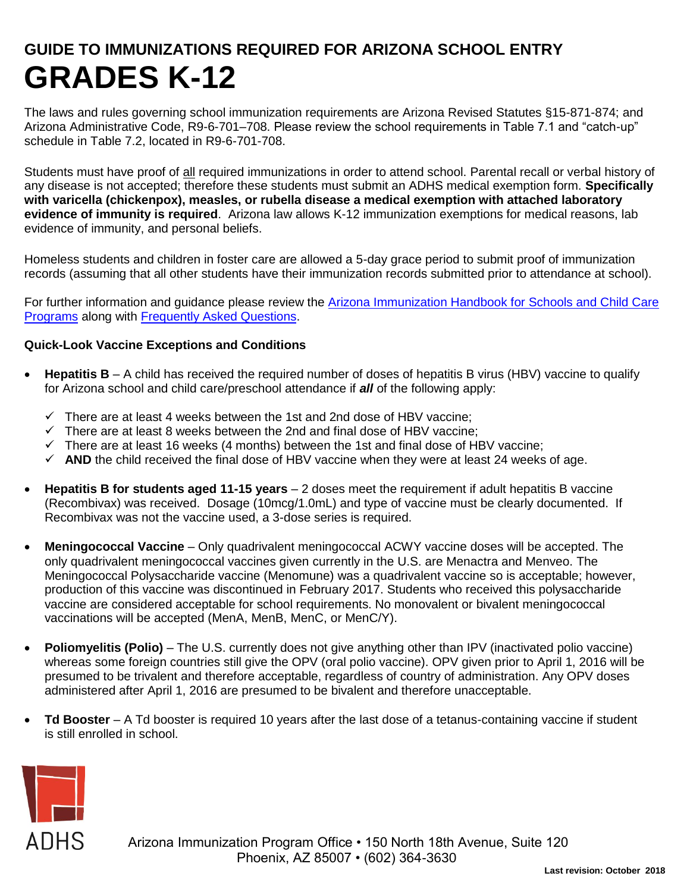# GUIDE TO IMMUNIZATIONS REQUIRED FOR ARIZONA SCHOOL ENTRY

# GRADES K-12

The laws and rules governing school immunization requirements are Arizona Revised Statutes §15-871-874; and Arizona Administrative Code, R9-6-701–708. Please review the school requirements in Table 7.1 and "catch-up" schedule in Table 7.2, located in R9-6-701-708.

Students must have proof of all required immunizations in order to attend school. Parental recall or verbal history of any disease is not accepted; therefore these students must submit an ADHS medical exemption form. **Specifically with varicella (chickenpox), measles, or rubella disease a medical exemption with attached laboratory evidence of immunity is required**. Arizona law allows K-12 immunization exemptions for medical reasons, lab evidence of immunity, and personal beliefs.

Homeless students and children in foster care are allowed a 5-day grace period to submit proof of immunization records (assuming that all other students have their immunization records submitted prior to attendance at school).

For further information and guidance please review the Arizona Immunization Handbook for Schools and Child Care Programs along with Frequently Asked Questions.

**Quick-Look Vaccine Exceptions and Conditions**

- **Hepatitis B** – A child has received the required number of doses of hepatitis B virus (HBV) vaccine to qualify for Arizona school and child care/preschool attendance if ***all*** of the following apply:
  - ✓ There are at least 4 weeks between the 1st and 2nd dose of HBV vaccine;
  - ✓ There are at least 8 weeks between the 2nd and final dose of HBV vaccine;
  - ✓ There are at least 16 weeks (4 months) between the 1st and final dose of HBV vaccine;
  - ✓ **AND** the child received the final dose of HBV vaccine when they were at least 24 weeks of age.
- **Hepatitis B for students aged 11-15 years** – 2 doses meet the requirement if adult hepatitis B vaccine (Recombivax) was received. Dosage (10mcg/1.0mL) and type of vaccine must be clearly documented. If Recombivax was not the vaccine used, a 3-dose series is required.
- **Meningococcal Vaccine** – Only quadrivalent meningococcal ACWY vaccine doses will be accepted. The only quadrivalent meningococcal vaccines given currently in the U.S. are Menactra and Menveo. The Meningococcal Polysaccharide vaccine (Menomune) was a quadrivalent vaccine so is acceptable; however, production of this vaccine was discontinued in February 2017. Students who received this polysaccharide vaccine are considered acceptable for school requirements. No monovalent or bivalent meningococcal vaccinations will be accepted (MenA, MenB, MenC, or MenC/Y).
- **Poliomyelitis (Polio)** – The U.S. currently does not give anything other than IPV (inactivated polio vaccine) whereas some foreign countries still give the OPV (oral polio vaccine). OPV given prior to April 1, 2016 will be presumed to be trivalent and therefore acceptable, regardless of country of administration. Any OPV doses administered after April 1, 2016 are presumed to be bivalent and therefore unacceptable.
- **Td Booster** – A Td booster is required 10 years after the last dose of a tetanus-containing vaccine if student is still enrolled in school.

ADHS

Arizona Immunization Program Office • 150 North 18th Avenue, Suite 120
Phoenix, AZ 85007 • (602) 364-3630

**Last revision: October 2018**